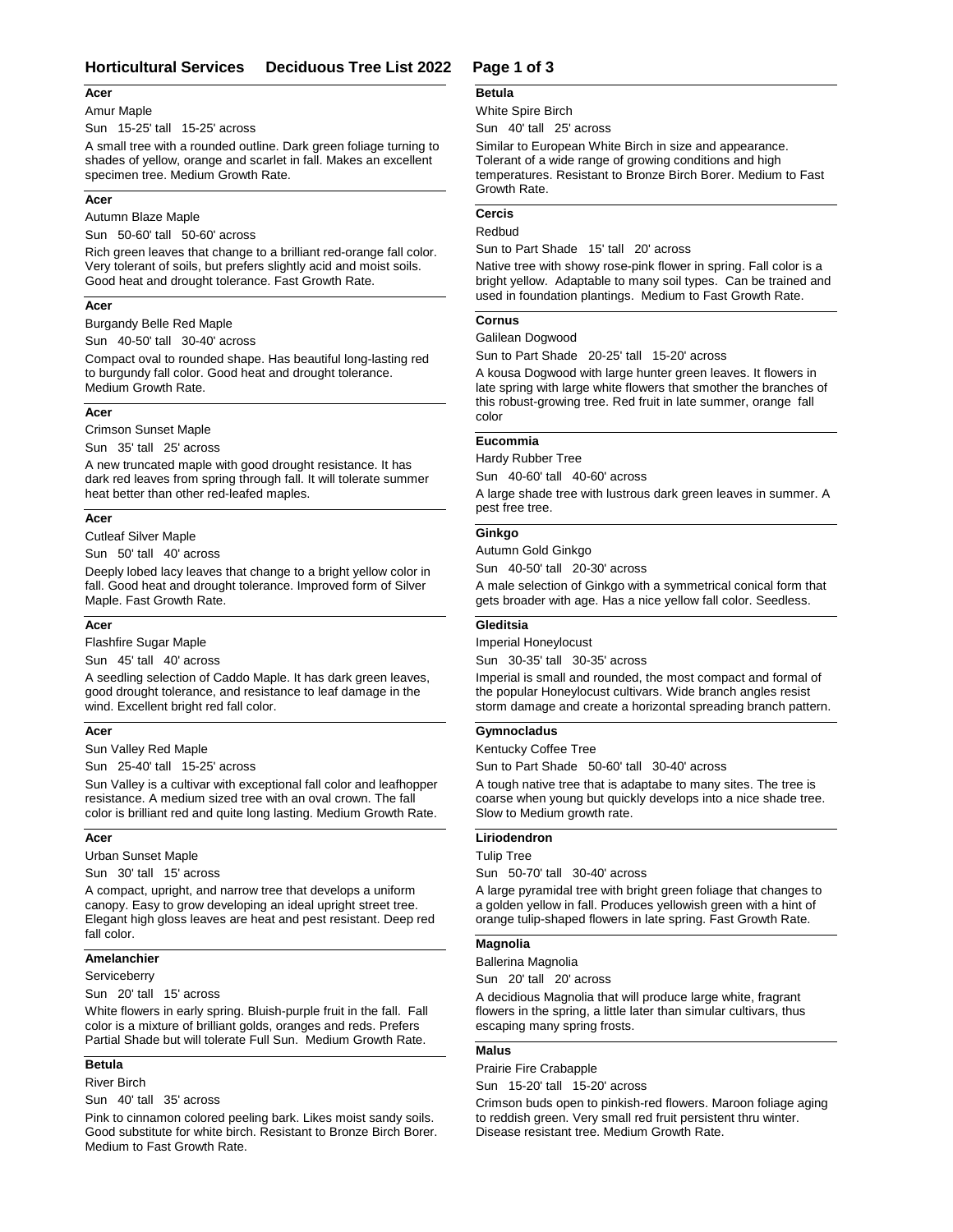# Horticultural Services Deciduous Tree List 2022

### Acer

Amur Maple

Sun 15-25' tall 15-25' across

A small tree with a rounded outline. Dark green foliage turning to shades of yellow, orange and scarlet in fall. Makes an excellent specimen tree. Medium Growth Rate.

### Acer

Autumn Blaze Maple

Sun 50-60' tall 50-60' across

Rich green leaves that change to a brilliant red-orange fall color. Very tolerant of soils, but prefers slightly acid and moist soils. Good heat and drought tolerance. Fast Growth Rate.

### Acer

Burgandy Belle Red Maple

Sun 40-50' tall 30-40' across

Compact oval to rounded shape. Has beautiful long-lasting red to burgundy fall color. Good heat and drought tolerance. Medium Growth Rate.

### Acer

Crimson Sunset Maple

Sun 35' tall 25' across

A new truncated maple with good drought resistance. It has dark red leaves from spring through fall. It will tolerate summer heat better than other red-leafed maples.

### Acer

Cutleaf Silver Maple

Sun 50' tall 40' across

Deeply lobed lacy leaves that change to a bright yellow color in fall. Good heat and drought tolerance. Improved form of Silver Maple. Fast Growth Rate.

### Acer

Flashfire Sugar Maple

Sun 45' tall 40' across

A seedling selection of Caddo Maple. It has dark green leaves, good drought tolerance, and resistance to leaf damage in the wind. Excellent bright red fall color.

### Acer

Sun Valley Red Maple

Sun 25-40' tall 15-25' across

Sun Valley is a cultivar with exceptional fall color and leafhopper resistance. A medium sized tree with an oval crown. The fall color is brilliant red and quite long lasting. Medium Growth Rate.

### Acer

Urban Sunset Maple

Sun 30' tall 15' across

A compact, upright, and narrow tree that develops a uniform canopy. Easy to grow developing an ideal upright street tree. Elegant high gloss leaves are heat and pest resistant. Deep red fall color.

### Amelanchier

Serviceberry

Sun 20' tall 15' across

White flowers in early spring. Bluish-purple fruit in the fall. Fall color is a mixture of brilliant golds, oranges and reds. Prefers Partial Shade but will tolerate Full Sun. Medium Growth Rate.

### Betula

River Birch

Sun 40' tall 35' across

Pink to cinnamon colored peeling bark. Likes moist sandy soils. Good substitute for white birch. Resistant to Bronze Birch Borer. Medium to Fast Growth Rate.

### Betula

White Spire Birch

Sun 40' tall 25' across

Similar to European White Birch in size and appearance. Tolerant of a wide range of growing conditions and high temperatures. Resistant to Bronze Birch Borer. Medium to Fast Growth Rate.

### Cercis

Redbud

Sun to Part Shade 15' tall 20' across

Native tree with showy rose-pink flower in spring. Fall color is a bright yellow. Adaptable to many soil types. Can be trained and used in foundation plantings. Medium to Fast Growth Rate.

### Cornus

Galilean Dogwood

Sun to Part Shade 20-25' tall 15-20' across

A kousa Dogwood with large hunter green leaves. It flowers in late spring with large white flowers that smother the branches of this robust-growing tree. Red fruit in late summer, orange fall color

### Eucommia

Hardy Rubber Tree

Sun 40-60' tall 40-60' across

A large shade tree with lustrous dark green leaves in summer. A pest free tree.

### Ginkgo

Autumn Gold Ginkgo

Sun 40-50' tall 20-30' across

A male selection of Ginkgo with a symmetrical conical form that gets broader with age. Has a nice yellow fall color. Seedless.

### Gleditsia

Imperial Honeylocust

Sun 30-35' tall 30-35' across

Imperial is small and rounded, the most compact and formal of the popular Honeylocust cultivars. Wide branch angles resist storm damage and create a horizontal spreading branch pattern.

### Gymnocladus

Kentucky Coffee Tree

Sun to Part Shade 50-60' tall 30-40' across

A tough native tree that is adaptabe to many sites. The tree is coarse when young but quickly develops into a nice shade tree. Slow to Medium growth rate.

### Liriodendron

Tulip Tree

Sun 50-70' tall 30-40' across

A large pyramidal tree with bright green foliage that changes to a golden yellow in fall. Produces yellowish green with a hint of orange tulip-shaped flowers in late spring. Fast Growth Rate.

### Magnolia

Ballerina Magnolia

Sun 20' tall 20' across

A decidious Magnolia that will produce large white, fragrant flowers in the spring, a little later than simular cultivars, thus escaping many spring frosts.

### Malus

Prairie Fire Crabapple

Sun 15-20' tall 15-20' across

Crimson buds open to pinkish-red flowers. Maroon foliage aging to reddish green. Very small red fruit persistent thru winter. Disease resistant tree. Medium Growth Rate.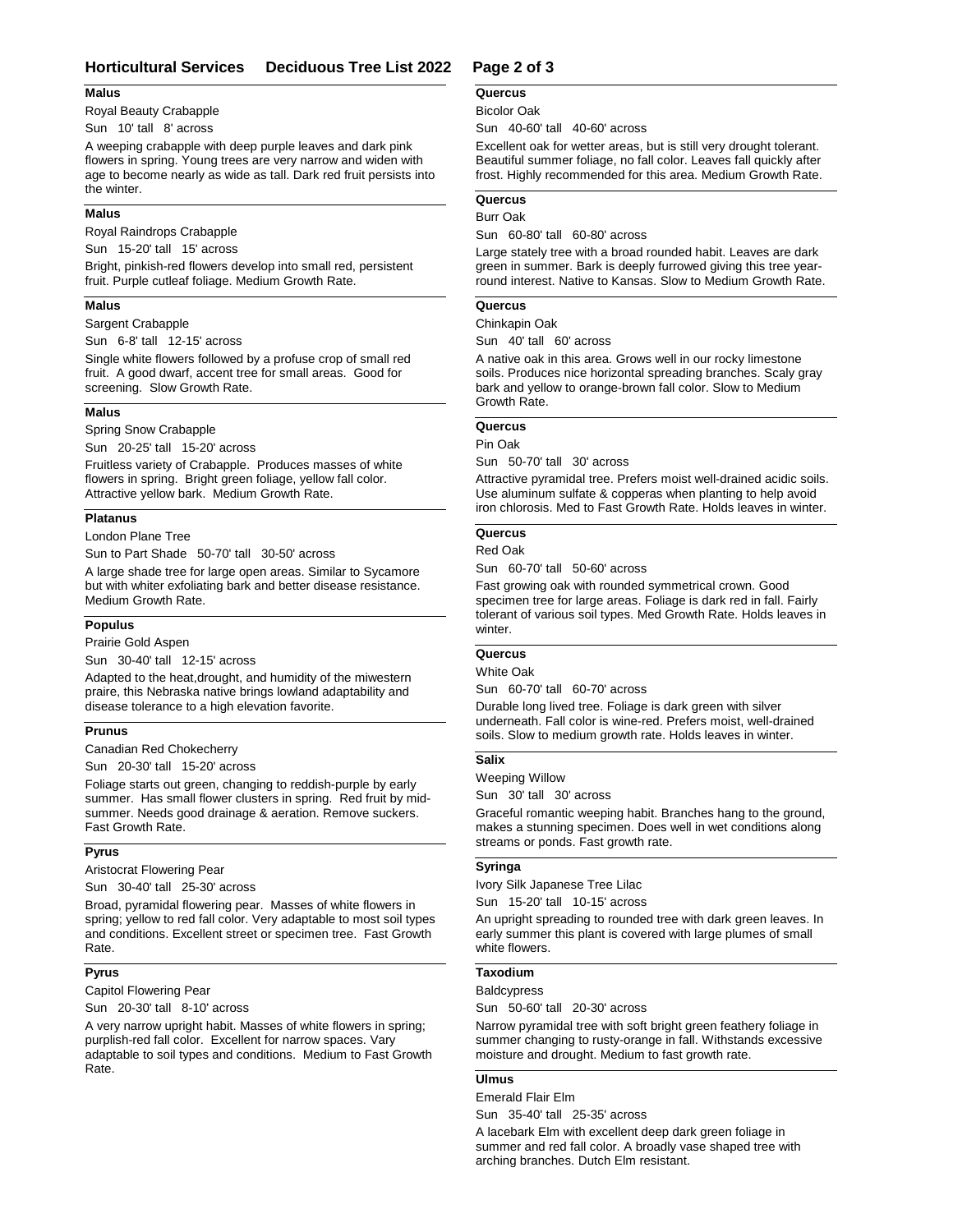### Malus

Royal Beauty Crabapple

Sun 10' tall 8' across

A weeping crabapple with deep purple leaves and dark pink flowers in spring. Young trees are very narrow and widen with age to become nearly as wide as tall. Dark red fruit persists into the winter.

### Malus

Royal Raindrops Crabapple

Sun 15-20' tall 15' across

Bright, pinkish-red flowers develop into small red, persistent fruit. Purple cutleaf foliage. Medium Growth Rate.

### Malus

Sargent Crabapple

Sun 6-8' tall 12-15' across

Single white flowers followed by a profuse crop of small red fruit. A good dwarf, accent tree for small areas. Good for screening. Slow Growth Rate.

### Malus

Spring Snow Crabapple

Sun 20-25' tall 15-20' across

Fruitless variety of Crabapple. Produces masses of white flowers in spring. Bright green foliage, yellow fall color. Attractive yellow bark. Medium Growth Rate.

### Platanus

London Plane Tree

Sun to Part Shade 50-70' tall 30-50' across

A large shade tree for large open areas. Similar to Sycamore but with whiter exfoliating bark and better disease resistance. Medium Growth Rate.

### Populus

Prairie Gold Aspen

Sun 30-40' tall 12-15' across

Adapted to the heat,drought, and humidity of the miwestern praire, this Nebraska native brings lowland adaptability and disease tolerance to a high elevation favorite.

### Prunus

Canadian Red Chokecherry

Sun 20-30' tall 15-20' across

Foliage starts out green, changing to reddish-purple by early summer. Has small flower clusters in spring. Red fruit by mid-summer. Needs good drainage & aeration. Remove suckers. Fast Growth Rate.

### Pyrus

Aristocrat Flowering Pear

Sun 30-40' tall 25-30' across

Broad, pyramidal flowering pear. Masses of white flowers in spring; yellow to red fall color. Very adaptable to most soil types and conditions. Excellent street or specimen tree. Fast Growth Rate.

### Pyrus

Capitol Flowering Pear

Sun 20-30' tall 8-10' across

A very narrow upright habit. Masses of white flowers in spring; purplish-red fall color. Excellent for narrow spaces. Vary adaptable to soil types and conditions. Medium to Fast Growth Rate.

### Quercus

Bicolor Oak

Sun 40-60' tall 40-60' across

Excellent oak for wetter areas, but is still very drought tolerant. Beautiful summer foliage, no fall color. Leaves fall quickly after frost. Highly recommended for this area. Medium Growth Rate.

### Quercus

Burr Oak

Sun 60-80' tall 60-80' across

Large stately tree with a broad rounded habit. Leaves are dark green in summer. Bark is deeply furrowed giving this tree year-round interest. Native to Kansas. Slow to Medium Growth Rate.

### Quercus

Chinkapin Oak

Sun 40' tall 60' across

A native oak in this area. Grows well in our rocky limestone soils. Produces nice horizontal spreading branches. Scaly gray bark and yellow to orange-brown fall color. Slow to Medium Growth Rate.

### Quercus

Pin Oak

Sun 50-70' tall 30' across

Attractive pyramidal tree. Prefers moist well-drained acidic soils. Use aluminum sulfate & copperas when planting to help avoid iron chlorosis. Med to Fast Growth Rate. Holds leaves in winter.

### Quercus

Red Oak

Sun 60-70' tall 50-60' across

Fast growing oak with rounded symmetrical crown. Good specimen tree for large areas. Foliage is dark red in fall. Fairly tolerant of various soil types. Med Growth Rate. Holds leaves in winter.

### Quercus

White Oak

Sun 60-70' tall 60-70' across

Durable long lived tree. Foliage is dark green with silver underneath. Fall color is wine-red. Prefers moist, well-drained soils. Slow to medium growth rate. Holds leaves in winter.

### Salix

Weeping Willow

Sun 30' tall 30' across

Graceful romantic weeping habit. Branches hang to the ground, makes a stunning specimen. Does well in wet conditions along streams or ponds. Fast growth rate.

### Syringa

Ivory Silk Japanese Tree Lilac

Sun 15-20' tall 10-15' across

An upright spreading to rounded tree with dark green leaves. In early summer this plant is covered with large plumes of small white flowers.

### Taxodium

Baldcypress

Sun 50-60' tall 20-30' across

Narrow pyramidal tree with soft bright green feathery foliage in summer changing to rusty-orange in fall. Withstands excessive moisture and drought. Medium to fast growth rate.

### Ulmus

Emerald Flair Elm

Sun 35-40' tall 25-35' across

A lacebark Elm with excellent deep dark green foliage in summer and red fall color. A broadly vase shaped tree with arching branches. Dutch Elm resistant.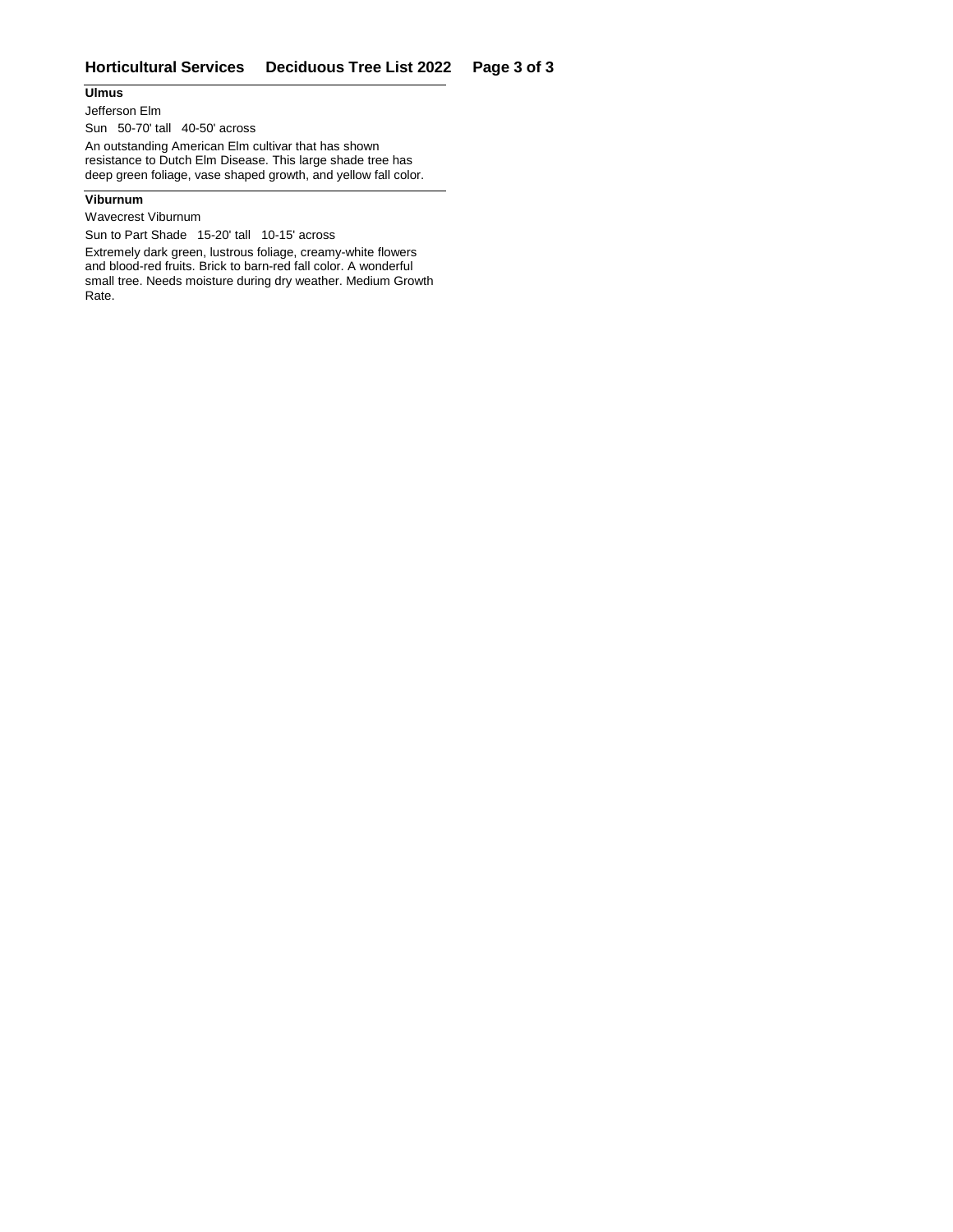## Ulmus

Jefferson Elm

Sun 50-70' tall 40-50' across

An outstanding American Elm cultivar that has shown resistance to Dutch Elm Disease. This large shade tree has deep green foliage, vase shaped growth, and yellow fall color.

## Viburnum

Wavecrest Viburnum

Sun to Part Shade 15-20' tall 10-15' across

Extremely dark green, lustrous foliage, creamy-white flowers and blood-red fruits. Brick to barn-red fall color. A wonderful small tree. Needs moisture during dry weather. Medium Growth Rate.